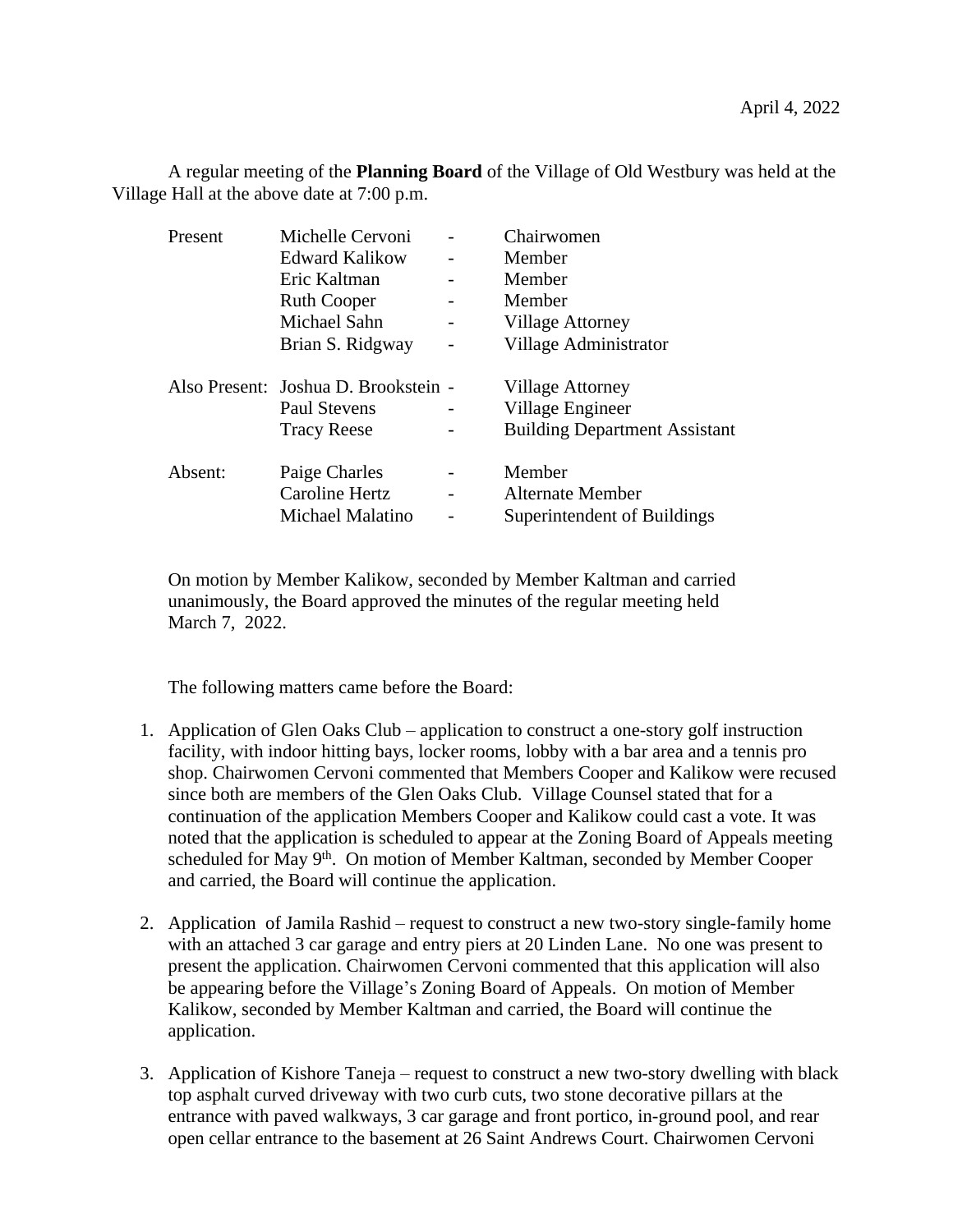April 4, 2022

A regular meeting of the **Planning Board** of the Village of Old Westbury was held at the Village Hall at the above date at 7:00 p.m.

| | | | |
|---|---|---|---|
| Present | Michelle Cervoni | - | Chairwomen |
| | Edward Kalikow | - | Member |
| | Eric Kaltman | - | Member |
| | Ruth Cooper | - | Member |
| | Michael Sahn | - | Village Attorney |
| | Brian S. Ridgway | - | Village Administrator |
| Also Present: | Joshua D. Brookstein | - | Village Attorney |
| | Paul Stevens | - | Village Engineer |
| | Tracy Reese | - | Building Department Assistant |
| Absent: | Paige Charles | - | Member |
| | Caroline Hertz | - | Alternate Member |
| | Michael Malatino | - | Superintendent of Buildings |

On motion by Member Kalikow, seconded by Member Kaltman and carried unanimously, the Board approved the minutes of the regular meeting held March 7, 2022.

The following matters came before the Board:

1. Application of Glen Oaks Club – application to construct a one-story golf instruction facility, with indoor hitting bays, locker rooms, lobby with a bar area and a tennis pro shop. Chairwomen Cervoni commented that Members Cooper and Kalikow were recused since both are members of the Glen Oaks Club. Village Counsel stated that for a continuation of the application Members Cooper and Kalikow could cast a vote. It was noted that the application is scheduled to appear at the Zoning Board of Appeals meeting scheduled for May 9th. On motion of Member Kaltman, seconded by Member Cooper and carried, the Board will continue the application.

2. Application of Jamila Rashid – request to construct a new two-story single-family home with an attached 3 car garage and entry piers at 20 Linden Lane. No one was present to present the application. Chairwomen Cervoni commented that this application will also be appearing before the Village's Zoning Board of Appeals. On motion of Member Kalikow, seconded by Member Kaltman and carried, the Board will continue the application.

3. Application of Kishore Taneja – request to construct a new two-story dwelling with black top asphalt curved driveway with two curb cuts, two stone decorative pillars at the entrance with paved walkways, 3 car garage and front portico, in-ground pool, and rear open cellar entrance to the basement at 26 Saint Andrews Court. Chairwomen Cervoni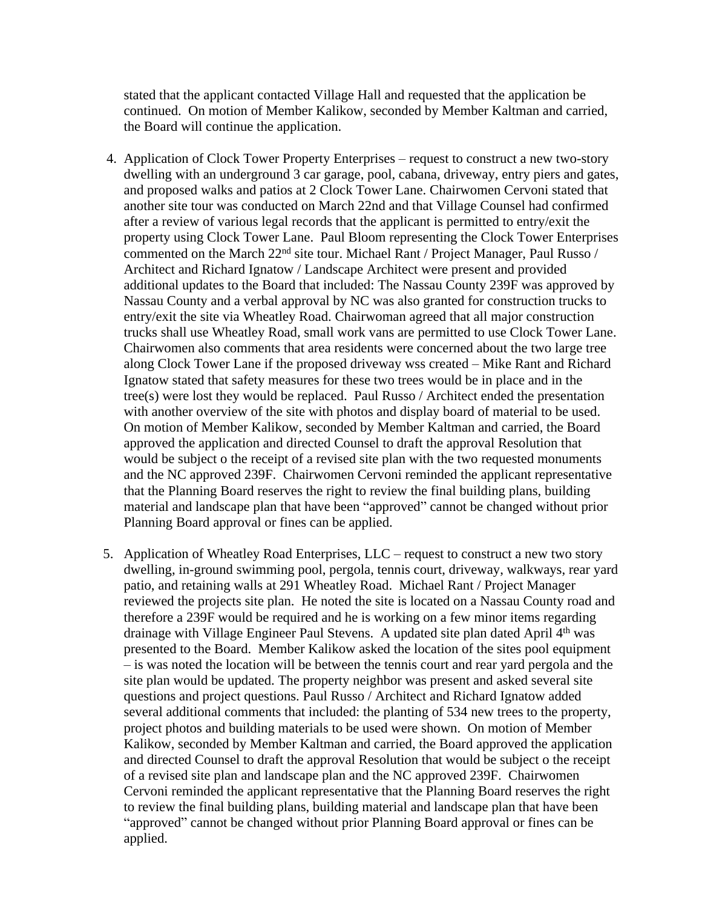stated that the applicant contacted Village Hall and requested that the application be continued. On motion of Member Kalikow, seconded by Member Kaltman and carried, the Board will continue the application.

4. Application of Clock Tower Property Enterprises – request to construct a new two-story dwelling with an underground 3 car garage, pool, cabana, driveway, entry piers and gates, and proposed walks and patios at 2 Clock Tower Lane. Chairwomen Cervoni stated that another site tour was conducted on March 22nd and that Village Counsel had confirmed after a review of various legal records that the applicant is permitted to entry/exit the property using Clock Tower Lane. Paul Bloom representing the Clock Tower Enterprises commented on the March 22nd site tour. Michael Rant / Project Manager, Paul Russo / Architect and Richard Ignatow / Landscape Architect were present and provided additional updates to the Board that included: The Nassau County 239F was approved by Nassau County and a verbal approval by NC was also granted for construction trucks to entry/exit the site via Wheatley Road. Chairwoman agreed that all major construction trucks shall use Wheatley Road, small work vans are permitted to use Clock Tower Lane. Chairwomen also comments that area residents were concerned about the two large tree along Clock Tower Lane if the proposed driveway wss created – Mike Rant and Richard Ignatow stated that safety measures for these two trees would be in place and in the tree(s) were lost they would be replaced. Paul Russo / Architect ended the presentation with another overview of the site with photos and display board of material to be used. On motion of Member Kalikow, seconded by Member Kaltman and carried, the Board approved the application and directed Counsel to draft the approval Resolution that would be subject o the receipt of a revised site plan with the two requested monuments and the NC approved 239F. Chairwomen Cervoni reminded the applicant representative that the Planning Board reserves the right to review the final building plans, building material and landscape plan that have been "approved" cannot be changed without prior Planning Board approval or fines can be applied.

5. Application of Wheatley Road Enterprises, LLC – request to construct a new two story dwelling, in-ground swimming pool, pergola, tennis court, driveway, walkways, rear yard patio, and retaining walls at 291 Wheatley Road. Michael Rant / Project Manager reviewed the projects site plan. He noted the site is located on a Nassau County road and therefore a 239F would be required and he is working on a few minor items regarding drainage with Village Engineer Paul Stevens. A updated site plan dated April 4th was presented to the Board. Member Kalikow asked the location of the sites pool equipment – is was noted the location will be between the tennis court and rear yard pergola and the site plan would be updated. The property neighbor was present and asked several site questions and project questions. Paul Russo / Architect and Richard Ignatow added several additional comments that included: the planting of 534 new trees to the property, project photos and building materials to be used were shown. On motion of Member Kalikow, seconded by Member Kaltman and carried, the Board approved the application and directed Counsel to draft the approval Resolution that would be subject o the receipt of a revised site plan and landscape plan and the NC approved 239F. Chairwomen Cervoni reminded the applicant representative that the Planning Board reserves the right to review the final building plans, building material and landscape plan that have been "approved" cannot be changed without prior Planning Board approval or fines can be applied.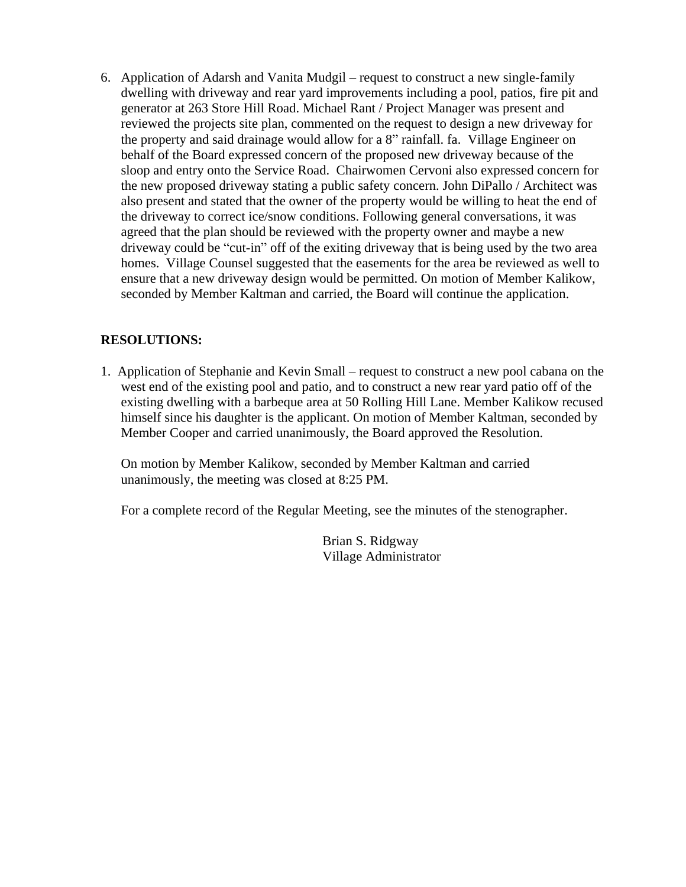6. Application of Adarsh and Vanita Mudgil – request to construct a new single-family dwelling with driveway and rear yard improvements including a pool, patios, fire pit and generator at 263 Store Hill Road. Michael Rant / Project Manager was present and reviewed the projects site plan, commented on the request to design a new driveway for the property and said drainage would allow for a 8" rainfall. fa. Village Engineer on behalf of the Board expressed concern of the proposed new driveway because of the sloop and entry onto the Service Road. Chairwomen Cervoni also expressed concern for the new proposed driveway stating a public safety concern. John DiPallo / Architect was also present and stated that the owner of the property would be willing to heat the end of the driveway to correct ice/snow conditions. Following general conversations, it was agreed that the plan should be reviewed with the property owner and maybe a new driveway could be "cut-in" off of the exiting driveway that is being used by the two area homes. Village Counsel suggested that the easements for the area be reviewed as well to ensure that a new driveway design would be permitted. On motion of Member Kalikow, seconded by Member Kaltman and carried, the Board will continue the application.

**RESOLUTIONS:**

1. Application of Stephanie and Kevin Small – request to construct a new pool cabana on the west end of the existing pool and patio, and to construct a new rear yard patio off of the existing dwelling with a barbeque area at 50 Rolling Hill Lane. Member Kalikow recused himself since his daughter is the applicant. On motion of Member Kaltman, seconded by Member Cooper and carried unanimously, the Board approved the Resolution.

On motion by Member Kalikow, seconded by Member Kaltman and carried unanimously, the meeting was closed at 8:25 PM.

For a complete record of the Regular Meeting, see the minutes of the stenographer.

Brian S. Ridgway
Village Administrator